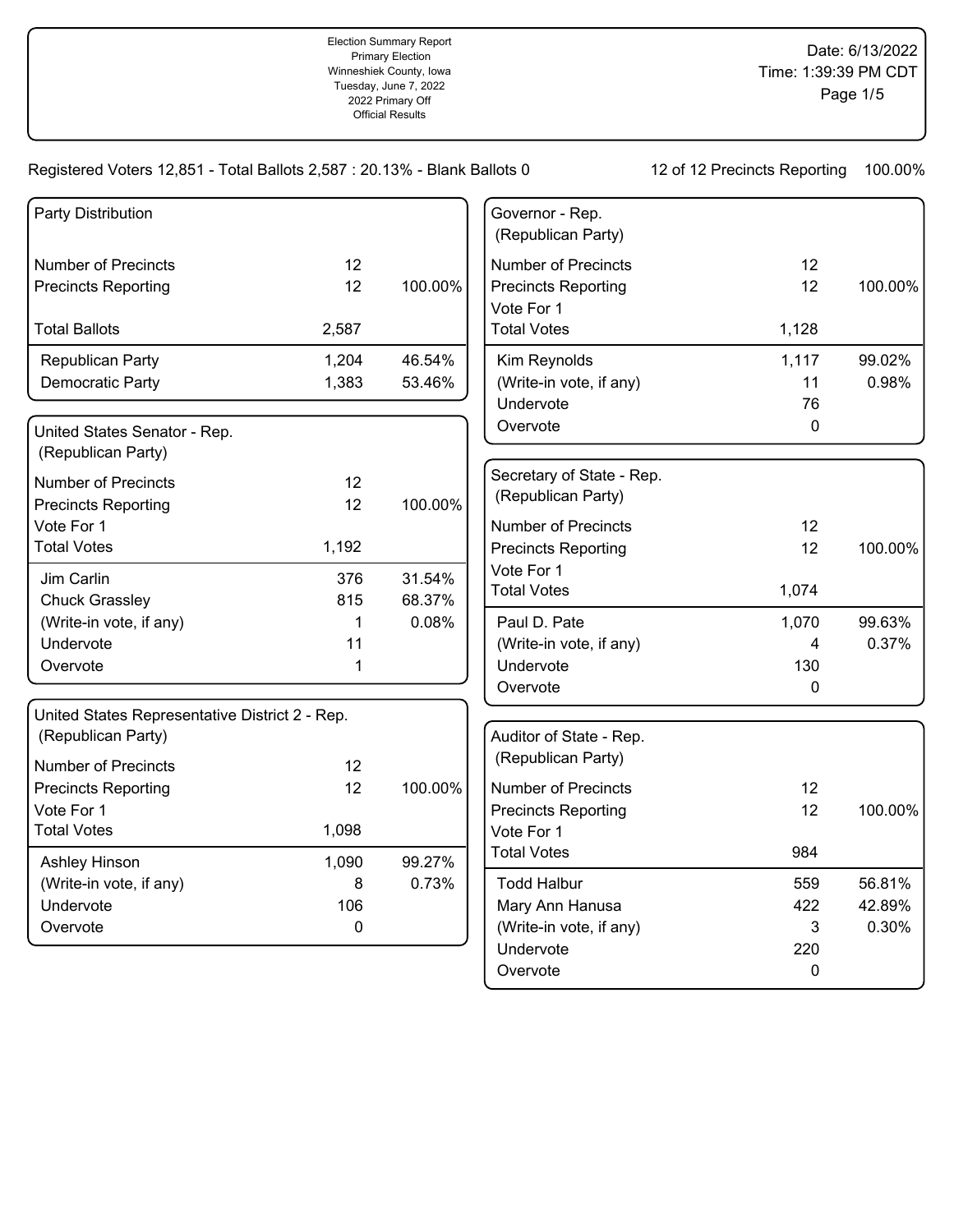Election Summary Report
Primary Election
Winneshiek County, Iowa
Tuesday, June 7, 2022
2022 Primary Off
Official Results

Date: 6/13/2022
Time: 1:39:39 PM CDT

Registered Voters 12,851 - Total Ballots 2,587 : 20.13% - Blank Ballots 0

12 of 12 Precincts Reporting 100.00%

### Party Distribution

| | | |
|---|---|---|
| Number of Precincts | 12 | |
| Precincts Reporting | 12 | 100.00% |
| Total Ballots | 2,587 | |
| Republican Party | 1,204 | 46.54% |
| Democratic Party | 1,383 | 53.46% |

### United States Senator - Rep. (Republican Party)

| | | |
|---|---|---|
| Number of Precincts | 12 | |
| Precincts Reporting | 12 | 100.00% |
| Vote For 1 | | |
| Total Votes | 1,192 | |
| Jim Carlin | 376 | 31.54% |
| Chuck Grassley | 815 | 68.37% |
| (Write-in vote, if any) | 1 | 0.08% |
| Undervote | 11 | |
| Overvote | 1 | |

### United States Representative District 2 - Rep. (Republican Party)

| | | |
|---|---|---|
| Number of Precincts | 12 | |
| Precincts Reporting | 12 | 100.00% |
| Vote For 1 | | |
| Total Votes | 1,098 | |
| Ashley Hinson | 1,090 | 99.27% |
| (Write-in vote, if any) | 8 | 0.73% |
| Undervote | 106 | |
| Overvote | 0 | |

### Governor - Rep. (Republican Party)

| | | |
|---|---|---|
| Number of Precincts | 12 | |
| Precincts Reporting | 12 | 100.00% |
| Vote For 1 | | |
| Total Votes | 1,128 | |
| Kim Reynolds | 1,117 | 99.02% |
| (Write-in vote, if any) | 11 | 0.98% |
| Undervote | 76 | |
| Overvote | 0 | |

### Secretary of State - Rep. (Republican Party)

| | | |
|---|---|---|
| Number of Precincts | 12 | |
| Precincts Reporting | 12 | 100.00% |
| Vote For 1 | | |
| Total Votes | 1,074 | |
| Paul D. Pate | 1,070 | 99.63% |
| (Write-in vote, if any) | 4 | 0.37% |
| Undervote | 130 | |
| Overvote | 0 | |

### Auditor of State - Rep. (Republican Party)

| | | |
|---|---|---|
| Number of Precincts | 12 | |
| Precincts Reporting | 12 | 100.00% |
| Vote For 1 | | |
| Total Votes | 984 | |
| Todd Halbur | 559 | 56.81% |
| Mary Ann Hanusa | 422 | 42.89% |
| (Write-in vote, if any) | 3 | 0.30% |
| Undervote | 220 | |
| Overvote | 0 | |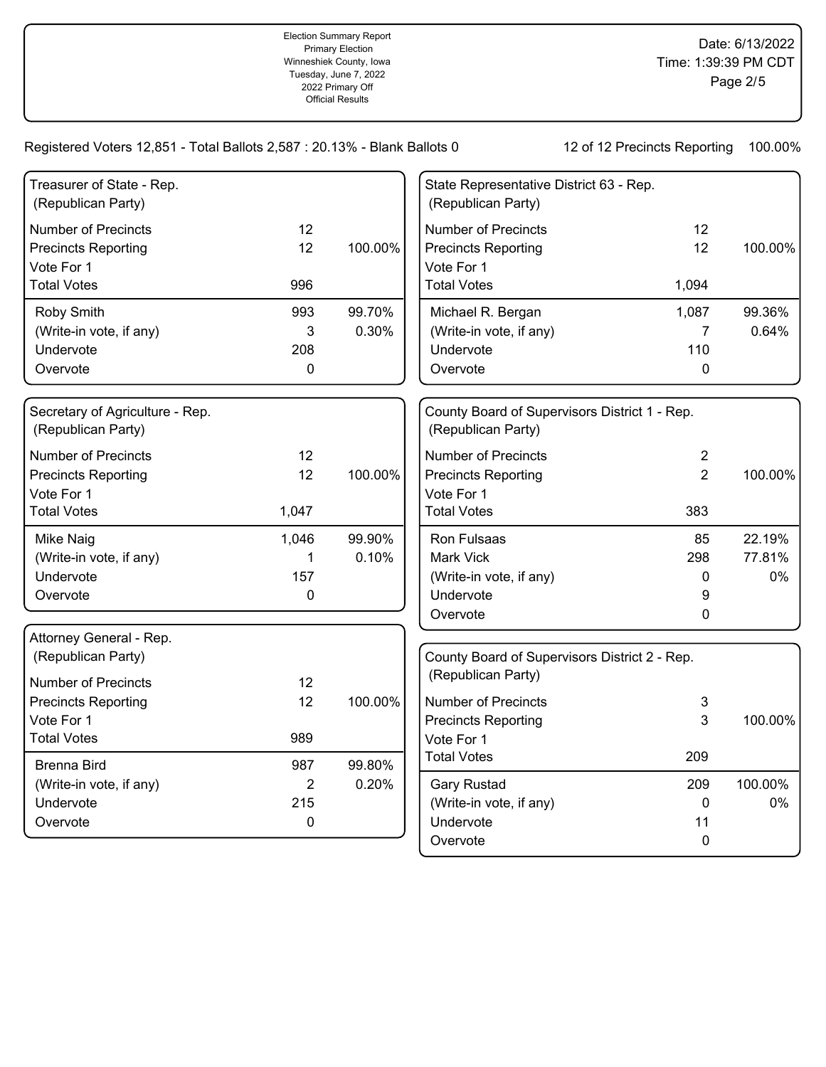Election Summary Report
Primary Election
Winneshiek County, Iowa
Tuesday, June 7, 2022
2022 Primary Off
Official Results

Date: 6/13/2022
Time: 1:39:39 PM CDT

Registered Voters 12,851 - Total Ballots 2,587 : 20.13% - Blank Ballots 0

12 of 12 Precincts Reporting 100.00%

## Treasurer of State - Rep.
(Republican Party)

| | | |
|---|---|---|
| Number of Precincts | 12 | |
| Precincts Reporting | 12 | 100.00% |
| Vote For 1 | | |
| Total Votes | 996 | |
| Roby Smith | 993 | 99.70% |
| (Write-in vote, if any) | 3 | 0.30% |
| Undervote | 208 | |
| Overvote | 0 | |

## Secretary of Agriculture - Rep.
(Republican Party)

| | | |
|---|---|---|
| Number of Precincts | 12 | |
| Precincts Reporting | 12 | 100.00% |
| Vote For 1 | | |
| Total Votes | 1,047 | |
| Mike Naig | 1,046 | 99.90% |
| (Write-in vote, if any) | 1 | 0.10% |
| Undervote | 157 | |
| Overvote | 0 | |

## Attorney General - Rep.
(Republican Party)

| | | |
|---|---|---|
| Number of Precincts | 12 | |
| Precincts Reporting | 12 | 100.00% |
| Vote For 1 | | |
| Total Votes | 989 | |
| Brenna Bird | 987 | 99.80% |
| (Write-in vote, if any) | 2 | 0.20% |
| Undervote | 215 | |
| Overvote | 0 | |

## State Representative District 63 - Rep.
(Republican Party)

| | | |
|---|---|---|
| Number of Precincts | 12 | |
| Precincts Reporting | 12 | 100.00% |
| Vote For 1 | | |
| Total Votes | 1,094 | |
| Michael R. Bergan | 1,087 | 99.36% |
| (Write-in vote, if any) | 7 | 0.64% |
| Undervote | 110 | |
| Overvote | 0 | |

## County Board of Supervisors District 1 - Rep.
(Republican Party)

| | | |
|---|---|---|
| Number of Precincts | 2 | |
| Precincts Reporting | 2 | 100.00% |
| Vote For 1 | | |
| Total Votes | 383 | |
| Ron Fulsaas | 85 | 22.19% |
| Mark Vick | 298 | 77.81% |
| (Write-in vote, if any) | 0 | 0% |
| Undervote | 9 | |
| Overvote | 0 | |

## County Board of Supervisors District 2 - Rep.
(Republican Party)

| | | |
|---|---|---|
| Number of Precincts | 3 | |
| Precincts Reporting | 3 | 100.00% |
| Vote For 1 | | |
| Total Votes | 209 | |
| Gary Rustad | 209 | 100.00% |
| (Write-in vote, if any) | 0 | 0% |
| Undervote | 11 | |
| Overvote | 0 | |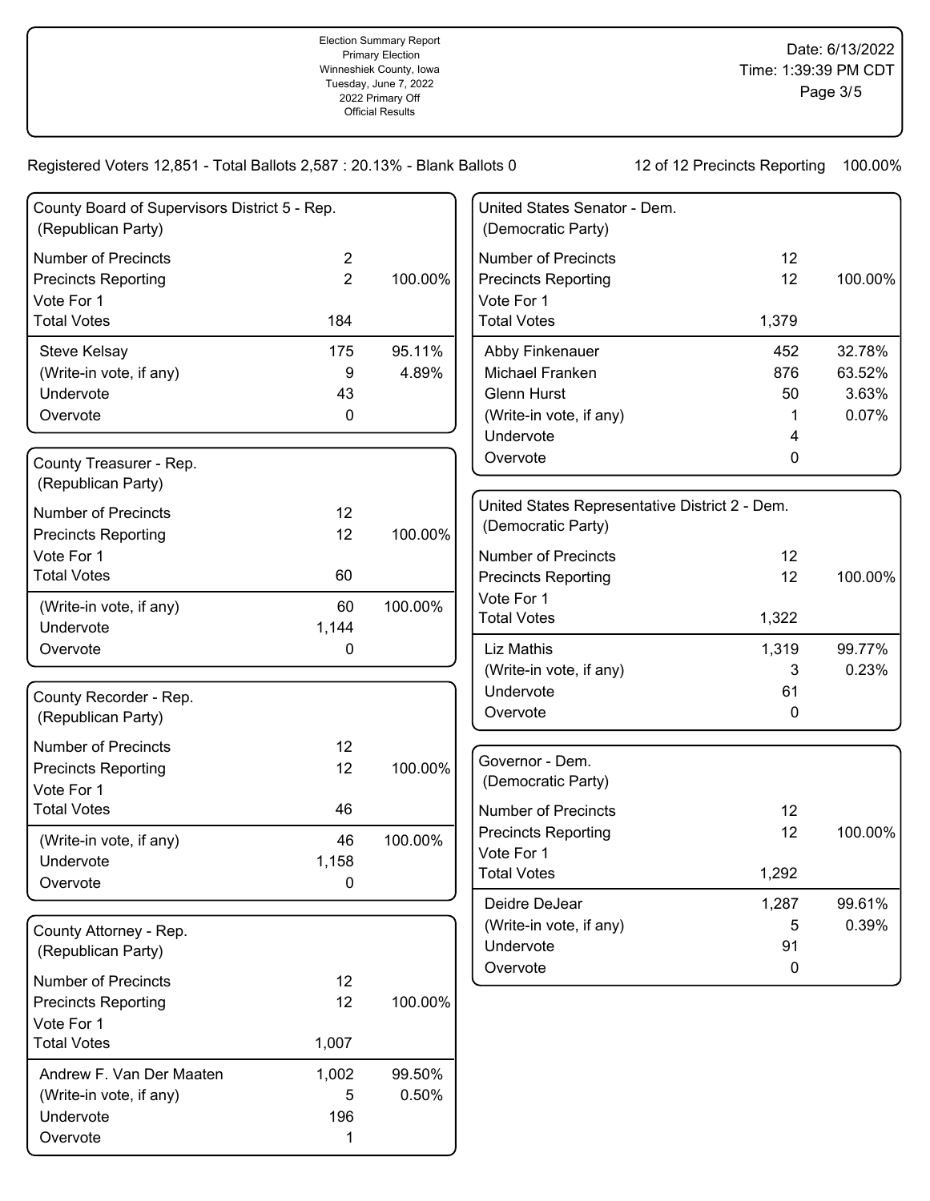Election Summary Report
Primary Election
Winneshiek County, Iowa
Tuesday, June 7, 2022
2022 Primary Off
Official Results

Date: 6/13/2022
Time: 1:39:39 PM CDT

Registered Voters 12,851 - Total Ballots 2,587 : 20.13% - Blank Ballots 0

12 of 12 Precincts Reporting 100.00%

### County Board of Supervisors District 5 - Rep. (Republican Party)

| | | |
|---|---|---|
| Number of Precincts | 2 | |
| Precincts Reporting | 2 | 100.00% |
| Vote For 1 | | |
| Total Votes | 184 | |
| Steve Kelsay | 175 | 95.11% |
| (Write-in vote, if any) | 9 | 4.89% |
| Undervote | 43 | |
| Overvote | 0 | |

### County Treasurer - Rep. (Republican Party)

| | | |
|---|---|---|
| Number of Precincts | 12 | |
| Precincts Reporting | 12 | 100.00% |
| Vote For 1 | | |
| Total Votes | 60 | |
| (Write-in vote, if any) | 60 | 100.00% |
| Undervote | 1,144 | |
| Overvote | 0 | |

### County Recorder - Rep. (Republican Party)

| | | |
|---|---|---|
| Number of Precincts | 12 | |
| Precincts Reporting | 12 | 100.00% |
| Vote For 1 | | |
| Total Votes | 46 | |
| (Write-in vote, if any) | 46 | 100.00% |
| Undervote | 1,158 | |
| Overvote | 0 | |

### County Attorney - Rep. (Republican Party)

| | | |
|---|---|---|
| Number of Precincts | 12 | |
| Precincts Reporting | 12 | 100.00% |
| Vote For 1 | | |
| Total Votes | 1,007 | |
| Andrew F. Van Der Maaten | 1,002 | 99.50% |
| (Write-in vote, if any) | 5 | 0.50% |
| Undervote | 196 | |
| Overvote | 1 | |

### United States Senator - Dem. (Democratic Party)

| | | |
|---|---|---|
| Number of Precincts | 12 | |
| Precincts Reporting | 12 | 100.00% |
| Vote For 1 | | |
| Total Votes | 1,379 | |
| Abby Finkenauer | 452 | 32.78% |
| Michael Franken | 876 | 63.52% |
| Glenn Hurst | 50 | 3.63% |
| (Write-in vote, if any) | 1 | 0.07% |
| Undervote | 4 | |
| Overvote | 0 | |

### United States Representative District 2 - Dem. (Democratic Party)

| | | |
|---|---|---|
| Number of Precincts | 12 | |
| Precincts Reporting | 12 | 100.00% |
| Vote For 1 | | |
| Total Votes | 1,322 | |
| Liz Mathis | 1,319 | 99.77% |
| (Write-in vote, if any) | 3 | 0.23% |
| Undervote | 61 | |
| Overvote | 0 | |

### Governor - Dem. (Democratic Party)

| | | |
|---|---|---|
| Number of Precincts | 12 | |
| Precincts Reporting | 12 | 100.00% |
| Vote For 1 | | |
| Total Votes | 1,292 | |
| Deidre DeJear | 1,287 | 99.61% |
| (Write-in vote, if any) | 5 | 0.39% |
| Undervote | 91 | |
| Overvote | 0 | |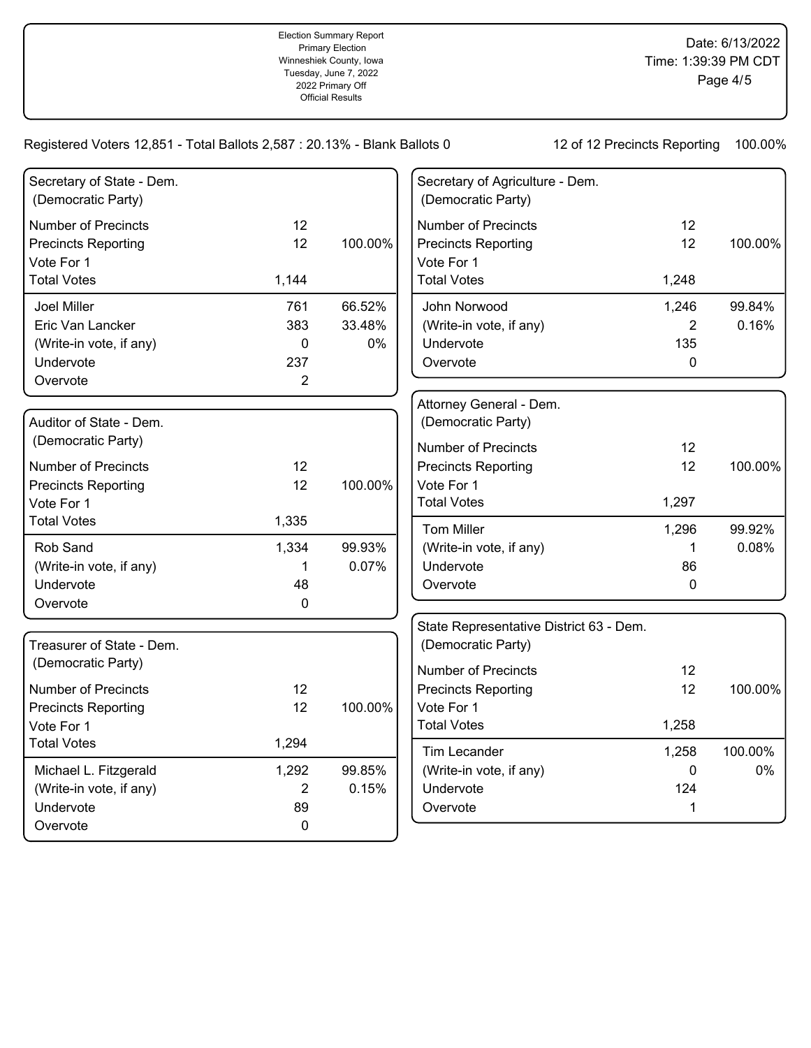Election Summary Report
Primary Election
Winneshiek County, Iowa
Tuesday, June 7, 2022
2022 Primary Off
Official Results

Date: 6/13/2022
Time: 1:39:39 PM CDT

Registered Voters 12,851 - Total Ballots 2,587 : 20.13% - Blank Ballots 0

12 of 12 Precincts Reporting 100.00%

### Secretary of State - Dem. (Democratic Party)

| | | |
|---|---|---|
| Number of Precincts | 12 | |
| Precincts Reporting | 12 | 100.00% |
| Vote For 1 | | |
| Total Votes | 1,144 | |
| Joel Miller | 761 | 66.52% |
| Eric Van Lancker | 383 | 33.48% |
| (Write-in vote, if any) | 0 | 0% |
| Undervote | 237 | |
| Overvote | 2 | |

### Auditor of State - Dem. (Democratic Party)

| | | |
|---|---|---|
| Number of Precincts | 12 | |
| Precincts Reporting | 12 | 100.00% |
| Vote For 1 | | |
| Total Votes | 1,335 | |
| Rob Sand | 1,334 | 99.93% |
| (Write-in vote, if any) | 1 | 0.07% |
| Undervote | 48 | |
| Overvote | 0 | |

### Treasurer of State - Dem. (Democratic Party)

| | | |
|---|---|---|
| Number of Precincts | 12 | |
| Precincts Reporting | 12 | 100.00% |
| Vote For 1 | | |
| Total Votes | 1,294 | |
| Michael L. Fitzgerald | 1,292 | 99.85% |
| (Write-in vote, if any) | 2 | 0.15% |
| Undervote | 89 | |
| Overvote | 0 | |

### Secretary of Agriculture - Dem. (Democratic Party)

| | | |
|---|---|---|
| Number of Precincts | 12 | |
| Precincts Reporting | 12 | 100.00% |
| Vote For 1 | | |
| Total Votes | 1,248 | |
| John Norwood | 1,246 | 99.84% |
| (Write-in vote, if any) | 2 | 0.16% |
| Undervote | 135 | |
| Overvote | 0 | |

### Attorney General - Dem. (Democratic Party)

| | | |
|---|---|---|
| Number of Precincts | 12 | |
| Precincts Reporting | 12 | 100.00% |
| Vote For 1 | | |
| Total Votes | 1,297 | |
| Tom Miller | 1,296 | 99.92% |
| (Write-in vote, if any) | 1 | 0.08% |
| Undervote | 86 | |
| Overvote | 0 | |

### State Representative District 63 - Dem. (Democratic Party)

| | | |
|---|---|---|
| Number of Precincts | 12 | |
| Precincts Reporting | 12 | 100.00% |
| Vote For 1 | | |
| Total Votes | 1,258 | |
| Tim Lecander | 1,258 | 100.00% |
| (Write-in vote, if any) | 0 | 0% |
| Undervote | 124 | |
| Overvote | 1 | |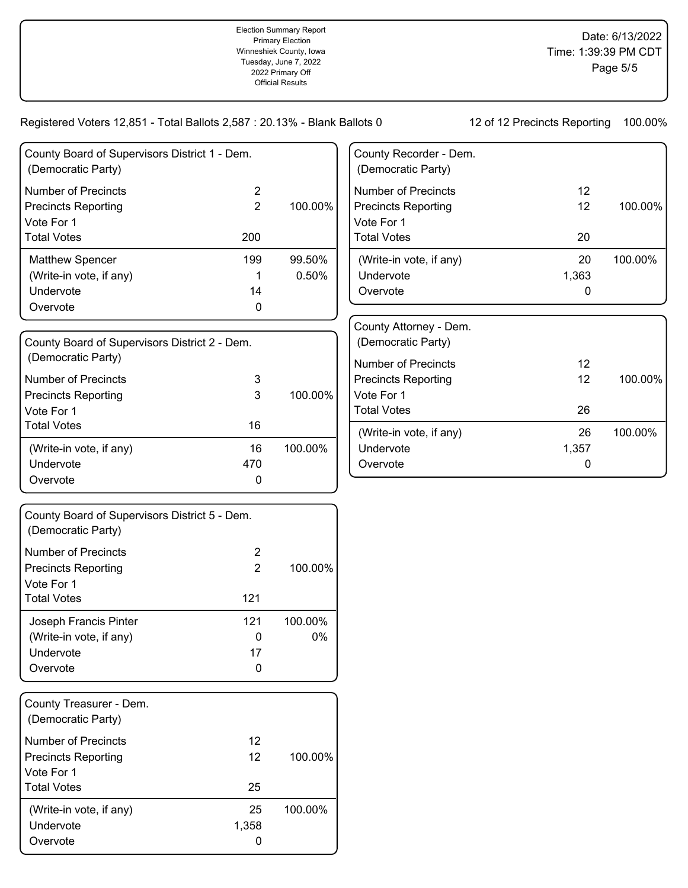Election Summary Report
Primary Election
Winneshiek County, Iowa
Tuesday, June 7, 2022
2022 Primary Off
Official Results

Date: 6/13/2022
Time: 1:39:39 PM CDT

Registered Voters 12,851 - Total Ballots 2,587 : 20.13% - Blank Ballots 0

12 of 12 Precincts Reporting 100.00%

### County Board of Supervisors District 1 - Dem. (Democratic Party)

| | | |
|---|---|---|
| Number of Precincts | 2 | |
| Precincts Reporting | 2 | 100.00% |
| Vote For 1 | | |
| Total Votes | 200 | |
| Matthew Spencer | 199 | 99.50% |
| (Write-in vote, if any) | 1 | 0.50% |
| Undervote | 14 | |
| Overvote | 0 | |

### County Board of Supervisors District 2 - Dem. (Democratic Party)

| | | |
|---|---|---|
| Number of Precincts | 3 | |
| Precincts Reporting | 3 | 100.00% |
| Vote For 1 | | |
| Total Votes | 16 | |
| (Write-in vote, if any) | 16 | 100.00% |
| Undervote | 470 | |
| Overvote | 0 | |

### County Board of Supervisors District 5 - Dem. (Democratic Party)

| | | |
|---|---|---|
| Number of Precincts | 2 | |
| Precincts Reporting | 2 | 100.00% |
| Vote For 1 | | |
| Total Votes | 121 | |
| Joseph Francis Pinter | 121 | 100.00% |
| (Write-in vote, if any) | 0 | 0% |
| Undervote | 17 | |
| Overvote | 0 | |

### County Treasurer - Dem. (Democratic Party)

| | | |
|---|---|---|
| Number of Precincts | 12 | |
| Precincts Reporting | 12 | 100.00% |
| Vote For 1 | | |
| Total Votes | 25 | |
| (Write-in vote, if any) | 25 | 100.00% |
| Undervote | 1,358 | |
| Overvote | 0 | |

### County Recorder - Dem. (Democratic Party)

| | | |
|---|---|---|
| Number of Precincts | 12 | |
| Precincts Reporting | 12 | 100.00% |
| Vote For 1 | | |
| Total Votes | 20 | |
| (Write-in vote, if any) | 20 | 100.00% |
| Undervote | 1,363 | |
| Overvote | 0 | |

### County Attorney - Dem. (Democratic Party)

| | | |
|---|---|---|
| Number of Precincts | 12 | |
| Precincts Reporting | 12 | 100.00% |
| Vote For 1 | | |
| Total Votes | 26 | |
| (Write-in vote, if any) | 26 | 100.00% |
| Undervote | 1,357 | |
| Overvote | 0 | |